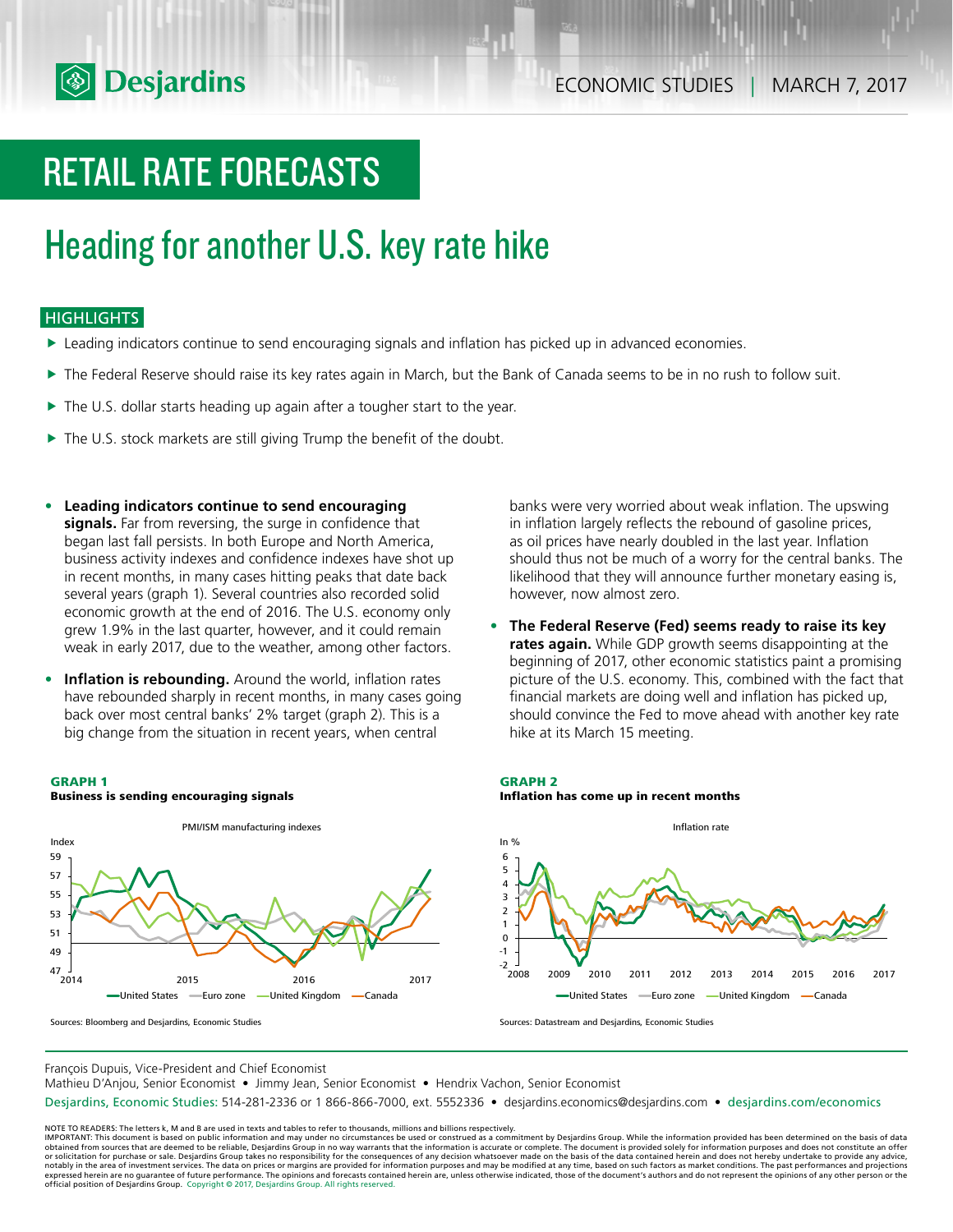ECONOMIC STUDIES | MARCH 7, 2017

# RETAIL RATE FORECASTS

## Heading for another U.S. key rate hike

### HIGHLIGHTS

- Leading indicators continue to send encouraging signals and inflation has picked up in advanced economies.
- The Federal Reserve should raise its key rates again in March, but the Bank of Canada seems to be in no rush to follow suit.
- The U.S. dollar starts heading up again after a tougher start to the year.
- The U.S. stock markets are still giving Trump the benefit of the doubt.

---

- **Leading indicators continue to send encouraging signals.** Far from reversing, the surge in confidence that began last fall persists. In both Europe and North America, business activity indexes and confidence indexes have shot up in recent months, in many cases hitting peaks that date back several years (graph 1). Several countries also recorded solid economic growth at the end of 2016. The U.S. economy only grew 1.9% in the last quarter, however, and it could remain weak in early 2017, due to the weather, among other factors.
- **Inflation is rebounding.** Around the world, inflation rates have rebounded sharply in recent months, in many cases going back over most central banks' 2% target (graph 2). This is a big change from the situation in recent years, when central banks were very worried about weak inflation. The upswing in inflation largely reflects the rebound of gasoline prices, as oil prices have nearly doubled in the last year. Inflation should thus not be much of a worry for the central banks. The likelihood that they will announce further monetary easing is, however, now almost zero.
- **The Federal Reserve (Fed) seems ready to raise its key rates again.** While GDP growth seems disappointing at the beginning of 2017, other economic statistics paint a promising picture of the U.S. economy. This, combined with the fact that financial markets are doing well and inflation has picked up, should convince the Fed to move ahead with another key rate hike at its March 15 meeting.

**GRAPH 1**
**Business is sending encouraging signals**

PMI/ISM manufacturing indexes

Sources: Bloomberg and Desjardins, Economic Studies

**GRAPH 2**
**Inflation has come up in recent months**

Inflation rate

Sources: Datastream and Desjardins, Economic Studies

---

François Dupuis, Vice-President and Chief Economist
Mathieu D'Anjou, Senior Economist • Jimmy Jean, Senior Economist • Hendrix Vachon, Senior Economist

Desjardins, Economic Studies: 514-281-2336 or 1 866-866-7000, ext. 5552336 • desjardins.economics@desjardins.com • desjardins.com/economics

NOTE TO READERS: The letters k, M and B are used in texts and tables to refer to thousands, millions and billions respectively.
IMPORTANT: This document is based on public information and may under no circumstances be used or construed as a commitment by Desjardins Group. While the information provided has been determined on the basis of data obtained from sources that are deemed to be reliable, Desjardins Group in no way warrants that the information is accurate or complete. The document is provided solely for information purposes and does not constitute an offer or solicitation for purchase or sale. Desjardins Group takes no responsibility for the consequences of any decision whatsoever made on the basis of the data contained herein and does not hereby undertake to provide any advice, notably in the area of investment services. The data on prices or margins are provided for information purposes and may be modified at any time, based on such factors as market conditions. The past performances and projections expressed herein are no guarantee of future performance. The opinions and forecasts contained herein are, unless otherwise indicated, those of the document's authors and do not represent the opinions of any other person or the official position of Desjardins Group. Copyright © 2017, Desjardins Group. All rights reserved.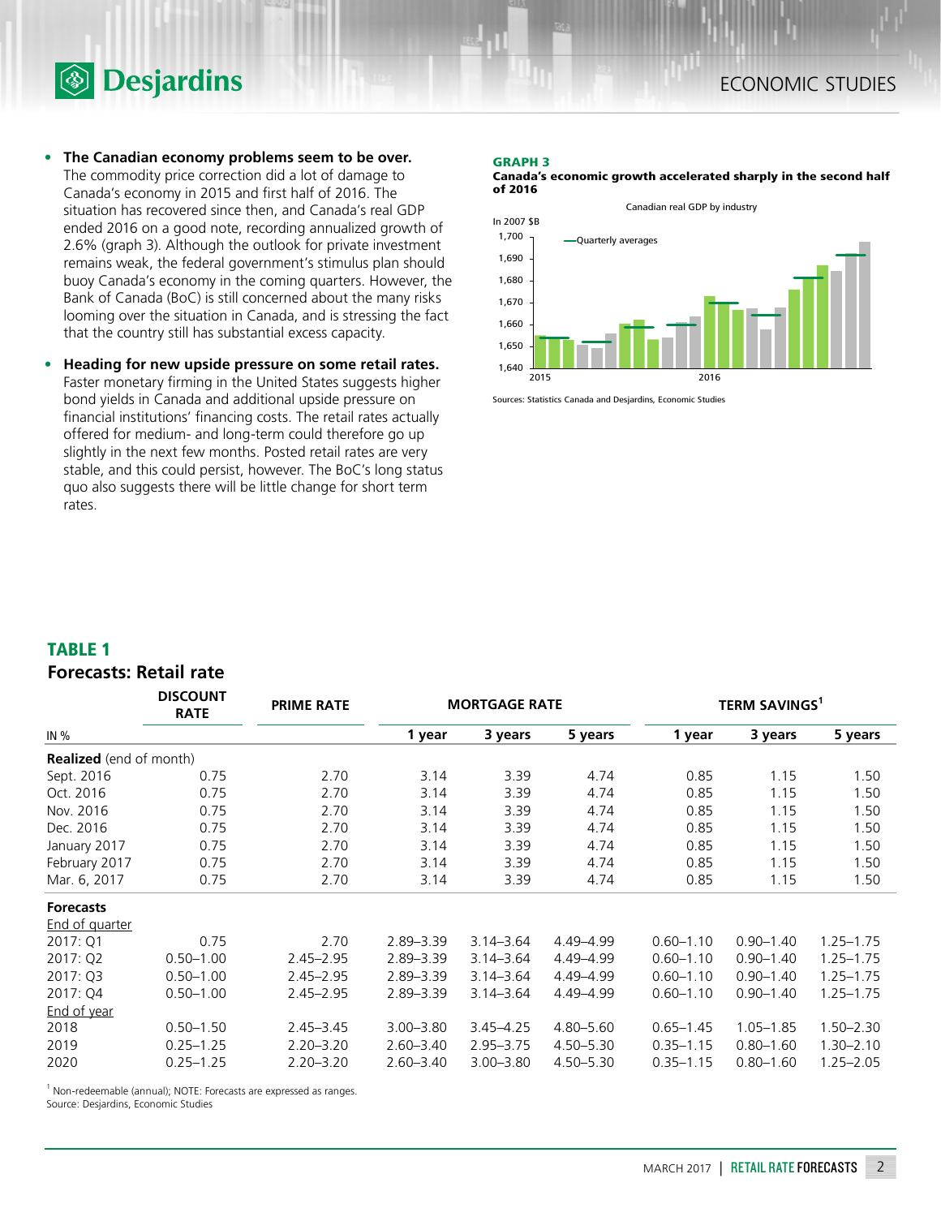- **The Canadian economy problems seem to be over.** The commodity price correction did a lot of damage to Canada's economy in 2015 and first half of 2016. The situation has recovered since then, and Canada's real GDP ended 2016 on a good note, recording annualized growth of 2.6% (graph 3). Although the outlook for private investment remains weak, the federal government's stimulus plan should buoy Canada's economy in the coming quarters. However, the Bank of Canada (BoC) is still concerned about the many risks looming over the situation in Canada, and is stressing the fact that the country still has substantial excess capacity.

- **Heading for new upside pressure on some retail rates.** Faster monetary firming in the United States suggests higher bond yields in Canada and additional upside pressure on financial institutions' financing costs. The retail rates actually offered for medium- and long-term could therefore go up slightly in the next few months. Posted retail rates are very stable, and this could persist, however. The BoC's long status quo also suggests there will be little change for short term rates.

**GRAPH 3**
**Canada's economic growth accelerated sharply in the second half of 2016**

Canadian real GDP by industry

Sources: Statistics Canada and Desjardins, Economic Studies

## TABLE 1
### Forecasts: Retail rate

| IN % | DISCOUNT RATE | PRIME RATE | MORTGAGE RATE | | | TERM SAVINGS[1] | | |
|---|---|---|---|---|---|---|---|---|
| | | | 1 year | 3 years | 5 years | 1 year | 3 years | 5 years |
| **Realized** (end of month) | | | | | | | | |
| Sept. 2016 | 0.75 | 2.70 | 3.14 | 3.39 | 4.74 | 0.85 | 1.15 | 1.50 |
| Oct. 2016 | 0.75 | 2.70 | 3.14 | 3.39 | 4.74 | 0.85 | 1.15 | 1.50 |
| Nov. 2016 | 0.75 | 2.70 | 3.14 | 3.39 | 4.74 | 0.85 | 1.15 | 1.50 |
| Dec. 2016 | 0.75 | 2.70 | 3.14 | 3.39 | 4.74 | 0.85 | 1.15 | 1.50 |
| January 2017 | 0.75 | 2.70 | 3.14 | 3.39 | 4.74 | 0.85 | 1.15 | 1.50 |
| February 2017 | 0.75 | 2.70 | 3.14 | 3.39 | 4.74 | 0.85 | 1.15 | 1.50 |
| Mar. 6, 2017 | 0.75 | 2.70 | 3.14 | 3.39 | 4.74 | 0.85 | 1.15 | 1.50 |
| **Forecasts** | | | | | | | | |
| End of quarter | | | | | | | | |
| 2017: Q1 | 0.75 | 2.70 | 2.89–3.39 | 3.14–3.64 | 4.49–4.99 | 0.60–1.10 | 0.90–1.40 | 1.25–1.75 |
| 2017: Q2 | 0.50–1.00 | 2.45–2.95 | 2.89–3.39 | 3.14–3.64 | 4.49–4.99 | 0.60–1.10 | 0.90–1.40 | 1.25–1.75 |
| 2017: Q3 | 0.50–1.00 | 2.45–2.95 | 2.89–3.39 | 3.14–3.64 | 4.49–4.99 | 0.60–1.10 | 0.90–1.40 | 1.25–1.75 |
| 2017: Q4 | 0.50–1.00 | 2.45–2.95 | 2.89–3.39 | 3.14–3.64 | 4.49–4.99 | 0.60–1.10 | 0.90–1.40 | 1.25–1.75 |
| End of year | | | | | | | | |
| 2018 | 0.50–1.50 | 2.45–3.45 | 3.00–3.80 | 3.45–4.25 | 4.80–5.60 | 0.65–1.45 | 1.05–1.85 | 1.50–2.30 |
| 2019 | 0.25–1.25 | 2.20–3.20 | 2.60–3.40 | 2.95–3.75 | 4.50–5.30 | 0.35–1.15 | 0.80–1.60 | 1.30–2.10 |
| 2020 | 0.25–1.25 | 2.20–3.20 | 2.60–3.40 | 3.00–3.80 | 4.50–5.30 | 0.35–1.15 | 0.80–1.60 | 1.25–2.05 |

[1] Non-redeemable (annual); NOTE: Forecasts are expressed as ranges.
Source: Desjardins, Economic Studies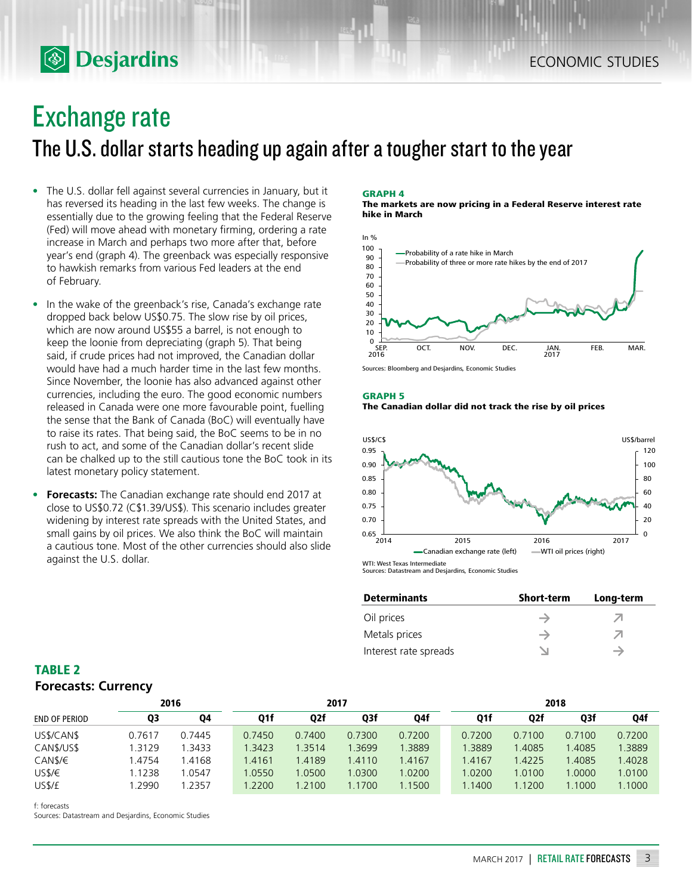# Exchange rate

## The U.S. dollar starts heading up again after a tougher start to the year

- The U.S. dollar fell against several currencies in January, but it has reversed its heading in the last few weeks. The change is essentially due to the growing feeling that the Federal Reserve (Fed) will move ahead with monetary firming, ordering a rate increase in March and perhaps two more after that, before year's end (graph 4). The greenback was especially responsive to hawkish remarks from various Fed leaders at the end of February.
- In the wake of the greenback's rise, Canada's exchange rate dropped back below US$0.75. The slow rise by oil prices, which are now around US$55 a barrel, is not enough to keep the loonie from depreciating (graph 5). That being said, if crude prices had not improved, the Canadian dollar would have had a much harder time in the last few months. Since November, the loonie has also advanced against other currencies, including the euro. The good economic numbers released in Canada were one more favourable point, fuelling the sense that the Bank of Canada (BoC) will eventually have to raise its rates. That being said, the BoC seems to be in no rush to act, and some of the Canadian dollar's recent slide can be chalked up to the still cautious tone the BoC took in its latest monetary policy statement.
- **Forecasts:** The Canadian exchange rate should end 2017 at close to US$0.72 (C$1.39/US$). This scenario includes greater widening by interest rate spreads with the United States, and small gains by oil prices. We also think the BoC will maintain a cautious tone. Most of the other currencies should slide against the U.S. dollar.

**GRAPH 4**
**The markets are now pricing in a Federal Reserve interest rate hike in March**

Sources: Bloomberg and Desjardins, Economic Studies

**GRAPH 5**
**The Canadian dollar did not track the rise by oil prices**

WTI: West Texas Intermediate
Sources: Datastream and Desjardins, Economic Studies

| Determinants | Short-term | Long-term |
|---|---|---|
| Oil prices | → | ↗ |
| Metals prices | → | ↗ |
| Interest rate spreads | ↘ | → |

### TABLE 2
**Forecasts: Currency**

| | 2016 | | 2017 | | | | 2018 | | | |
|---|---|---|---|---|---|---|---|---|---|---|
| END OF PERIOD | Q3 | Q4 | Q1f | Q2f | Q3f | Q4f | Q1f | Q2f | Q3f | Q4f |
| US$/CAN$ | 0.7617 | 0.7445 | 0.7450 | 0.7400 | 0.7300 | 0.7200 | 0.7200 | 0.7100 | 0.7100 | 0.7200 |
| CAN$/US$ | 1.3129 | 1.3433 | 1.3423 | 1.3514 | 1.3699 | 1.3889 | 1.3889 | 1.4085 | 1.4085 | 1.3889 |
| CAN$/€ | 1.4754 | 1.4168 | 1.4161 | 1.4189 | 1.4110 | 1.4167 | 1.4167 | 1.4225 | 1.4085 | 1.4028 |
| US$/€ | 1.1238 | 1.0547 | 1.0550 | 1.0500 | 1.0300 | 1.0200 | 1.0200 | 1.0100 | 1.0000 | 1.0100 |
| US$/£ | 1.2990 | 1.2357 | 1.2200 | 1.2100 | 1.1700 | 1.1500 | 1.1400 | 1.1200 | 1.1000 | 1.1000 |

f: forecasts
Sources: Datastream and Desjardins, Economic Studies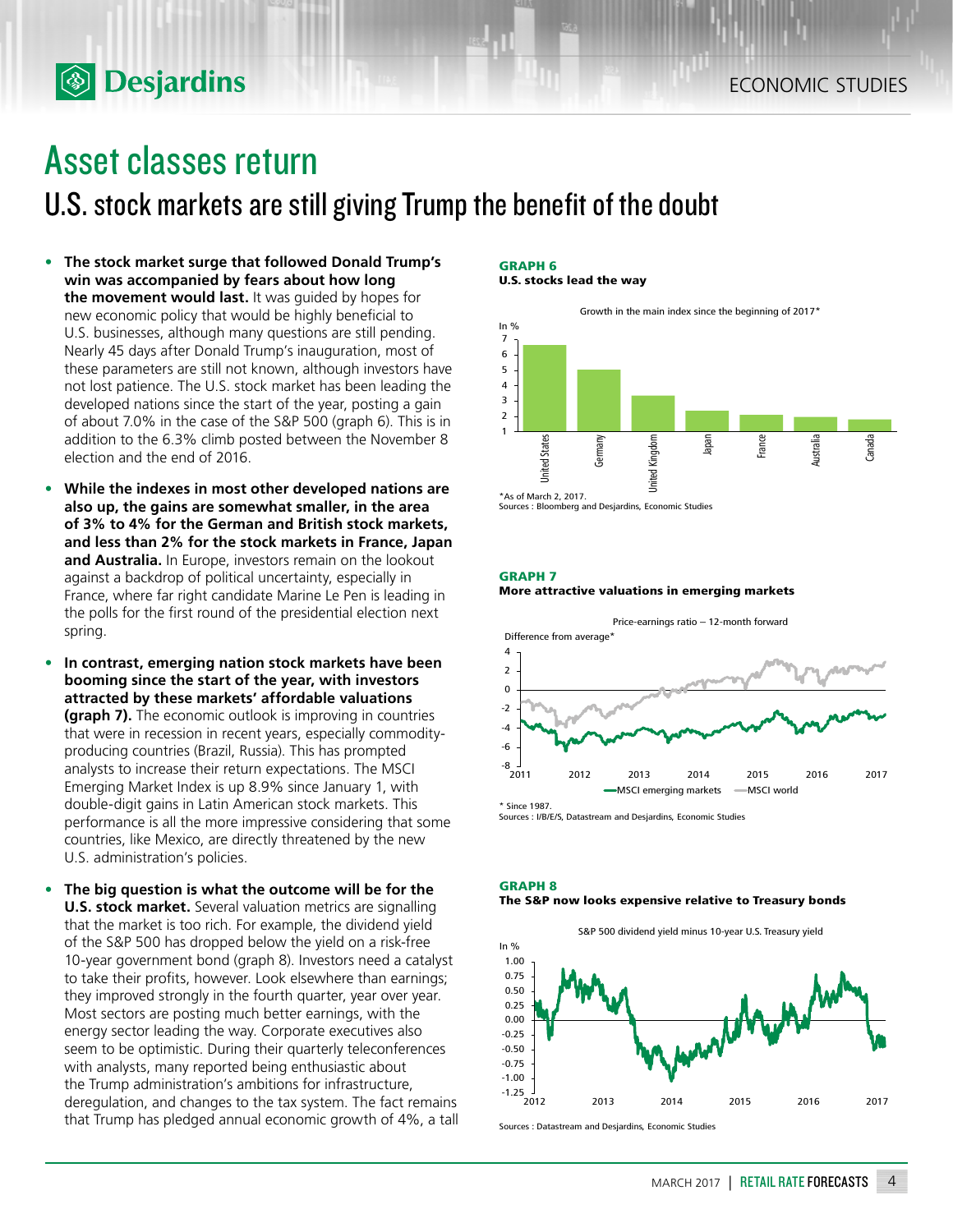# Asset classes return

## U.S. stock markets are still giving Trump the benefit of the doubt

- **The stock market surge that followed Donald Trump's win was accompanied by fears about how long the movement would last.** It was guided by hopes for new economic policy that would be highly beneficial to U.S. businesses, although many questions are still pending. Nearly 45 days after Donald Trump's inauguration, most of these parameters are still not known, although investors have not lost patience. The U.S. stock market has been leading the developed nations since the start of the year, posting a gain of about 7.0% in the case of the S&P 500 (graph 6). This is in addition to the 6.3% climb posted between the November 8 election and the end of 2016.

- **While the indexes in most other developed nations are also up, the gains are somewhat smaller, in the area of 3% to 4% for the German and British stock markets, and less than 2% for the stock markets in France, Japan and Australia.** In Europe, investors remain on the lookout against a backdrop of political uncertainty, especially in France, where far right candidate Marine Le Pen is leading in the polls for the first round of the presidential election next spring.

- **In contrast, emerging nation stock markets have been booming since the start of the year, with investors attracted by these markets' affordable valuations (graph 7).** The economic outlook is improving in countries that were in recession in recent years, especially commodity-producing countries (Brazil, Russia). This has prompted analysts to increase their return expectations. The MSCI Emerging Market Index is up 8.9% since January 1, with double-digit gains in Latin American stock markets. This performance is all the more impressive considering that some countries, like Mexico, are directly threatened by the new U.S. administration's policies.

- **The big question is what the outcome will be for the U.S. stock market.** Several valuation metrics are signalling that the market is too rich. For example, the dividend yield of the S&P 500 has dropped below the yield on a risk-free 10-year government bond (graph 8). Investors need a catalyst to take their profits, however. Look elsewhere than earnings; they improved strongly in the fourth quarter, year over year. Most sectors are posting much better earnings, with the energy sector leading the way. Corporate executives also seem to be optimistic. During their quarterly teleconferences with analysts, many reported being enthusiastic about the Trump administration's ambitions for infrastructure, deregulation, and changes to the tax system. The fact remains that Trump has pledged annual economic growth of 4%, a tall

**GRAPH 6**
**U.S. stocks lead the way**

Growth in the main index since the beginning of 2017*

*As of March 2, 2017.
Sources : Bloomberg and Desjardins, Economic Studies

**GRAPH 7**
**More attractive valuations in emerging markets**

Price-earnings ratio – 12-month forward

* Since 1987.
Sources : I/B/E/S, Datastream and Desjardins, Economic Studies

**GRAPH 8**
**The S&P now looks expensive relative to Treasury bonds**

S&P 500 dividend yield minus 10-year U.S. Treasury yield

Sources : Datastream and Desjardins, Economic Studies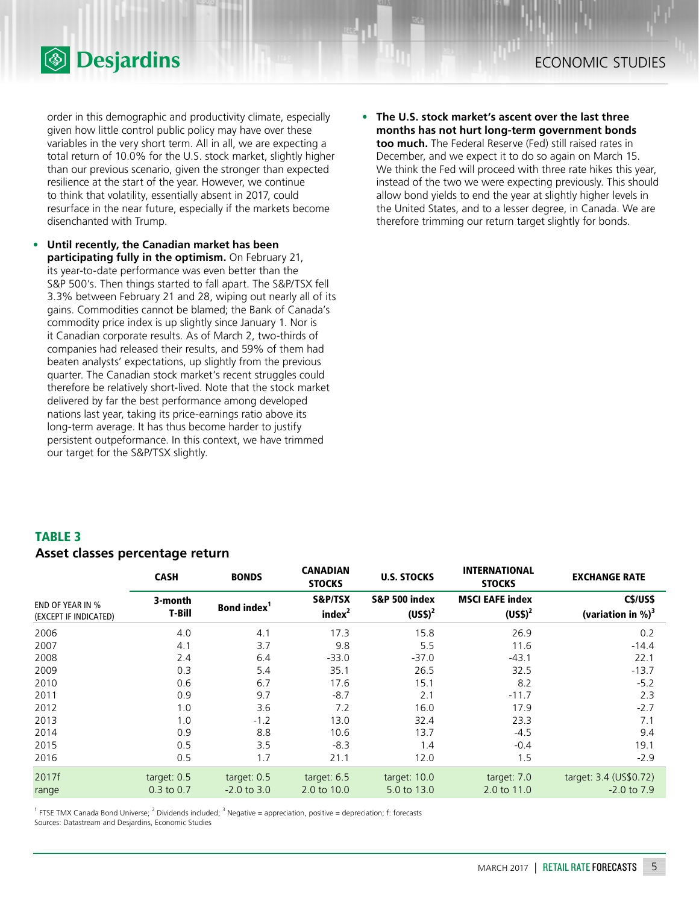order in this demographic and productivity climate, especially given how little control public policy may have over these variables in the very short term. All in all, we are expecting a total return of 10.0% for the U.S. stock market, slightly higher than our previous scenario, given the stronger than expected resilience at the start of the year. However, we continue to think that volatility, essentially absent in 2017, could resurface in the near future, especially if the markets become disenchanted with Trump.

- **Until recently, the Canadian market has been participating fully in the optimism.** On February 21, its year-to-date performance was even better than the S&P 500's. Then things started to fall apart. The S&P/TSX fell 3.3% between February 21 and 28, wiping out nearly all of its gains. Commodities cannot be blamed; the Bank of Canada's commodity price index is up slightly since January 1. Nor is it Canadian corporate results. As of March 2, two-thirds of companies had released their results, and 59% of them had beaten analysts' expectations, up slightly from the previous quarter. The Canadian stock market's recent struggles could therefore be relatively short-lived. Note that the stock market delivered by far the best performance among developed nations last year, taking its price-earnings ratio above its long-term average. It has thus become harder to justify persistent outpeformance. In this context, we have trimmed our target for the S&P/TSX slightly.
- **The U.S. stock market's ascent over the last three months has not hurt long-term government bonds too much.** The Federal Reserve (Fed) still raised rates in December, and we expect it to do so again on March 15. We think the Fed will proceed with three rate hikes this year, instead of the two we were expecting previously. This should allow bond yields to end the year at slightly higher levels in the United States, and to a lesser degree, in Canada. We are therefore trimming our return target slightly for bonds.

## TABLE 3
### Asset classes percentage return

| | CASH | BONDS | CANADIAN STOCKS | U.S. STOCKS | INTERNATIONAL STOCKS | EXCHANGE RATE |
|---|---|---|---|---|---|---|
| END OF YEAR IN % (EXCEPT IF INDICATED) | 3-month T-Bill | Bond index[1] | S&P/TSX index[2] | S&P 500 index (US$)[2] | MSCI EAFE index (US$)[2] | C$/US$ (variation in %)[3] |
| 2006 | 4.0 | 4.1 | 17.3 | 15.8 | 26.9 | 0.2 |
| 2007 | 4.1 | 3.7 | 9.8 | 5.5 | 11.6 | -14.4 |
| 2008 | 2.4 | 6.4 | -33.0 | -37.0 | -43.1 | 22.1 |
| 2009 | 0.3 | 5.4 | 35.1 | 26.5 | 32.5 | -13.7 |
| 2010 | 0.6 | 6.7 | 17.6 | 15.1 | 8.2 | -5.2 |
| 2011 | 0.9 | 9.7 | -8.7 | 2.1 | -11.7 | 2.3 |
| 2012 | 1.0 | 3.6 | 7.2 | 16.0 | 17.9 | -2.7 |
| 2013 | 1.0 | -1.2 | 13.0 | 32.4 | 23.3 | 7.1 |
| 2014 | 0.9 | 8.8 | 10.6 | 13.7 | -4.5 | 9.4 |
| 2015 | 0.5 | 3.5 | -8.3 | 1.4 | -0.4 | 19.1 |
| 2016 | 0.5 | 1.7 | 21.1 | 12.0 | 1.5 | -2.9 |
| 2017f | target: 0.5 | target: 0.5 | target: 6.5 | target: 10.0 | target: 7.0 | target: 3.4 (US$0.72) |
| range | 0.3 to 0.7 | -2.0 to 3.0 | 2.0 to 10.0 | 5.0 to 13.0 | 2.0 to 11.0 | -2.0 to 7.9 |

[1] FTSE TMX Canada Bond Universe; [2] Dividends included; [3] Negative = appreciation, positive = depreciation; f: forecasts
Sources: Datastream and Desjardins, Economic Studies